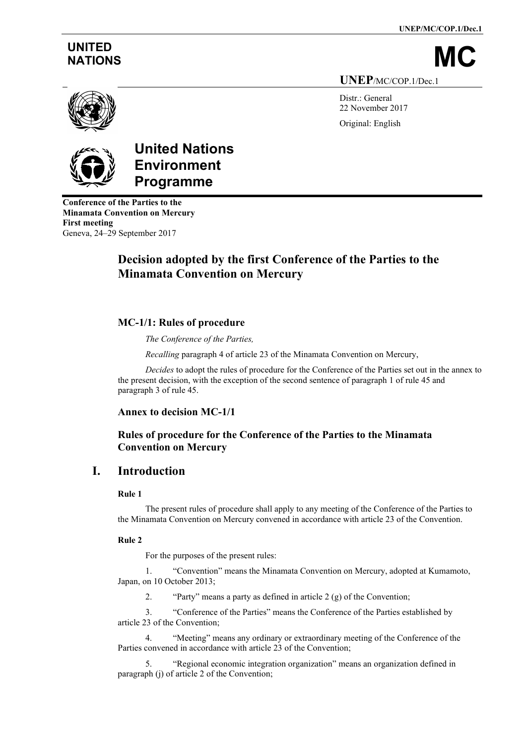UNITED NATIONS

# MC

UNEP/MC/COP.1/Dec.1

Distr.: General
22 November 2017

Original: English

**United Nations Environment Programme**

**Conference of the Parties to the Minamata Convention on Mercury**
**First meeting**
Geneva, 24–29 September 2017

# Decision adopted by the first Conference of the Parties to the Minamata Convention on Mercury

## MC-1/1: Rules of procedure

*The Conference of the Parties,*

*Recalling* paragraph 4 of article 23 of the Minamata Convention on Mercury,

*Decides* to adopt the rules of procedure for the Conference of the Parties set out in the annex to the present decision, with the exception of the second sentence of paragraph 1 of rule 45 and paragraph 3 of rule 45.

### Annex to decision MC-1/1

### Rules of procedure for the Conference of the Parties to the Minamata Convention on Mercury

## I. Introduction

**Rule 1**

The present rules of procedure shall apply to any meeting of the Conference of the Parties to the Minamata Convention on Mercury convened in accordance with article 23 of the Convention.

**Rule 2**

For the purposes of the present rules:

1. "Convention" means the Minamata Convention on Mercury, adopted at Kumamoto, Japan, on 10 October 2013;

2. "Party" means a party as defined in article 2 (g) of the Convention;

3. "Conference of the Parties" means the Conference of the Parties established by article 23 of the Convention;

4. "Meeting" means any ordinary or extraordinary meeting of the Conference of the Parties convened in accordance with article 23 of the Convention;

5. "Regional economic integration organization" means an organization defined in paragraph (j) of article 2 of the Convention;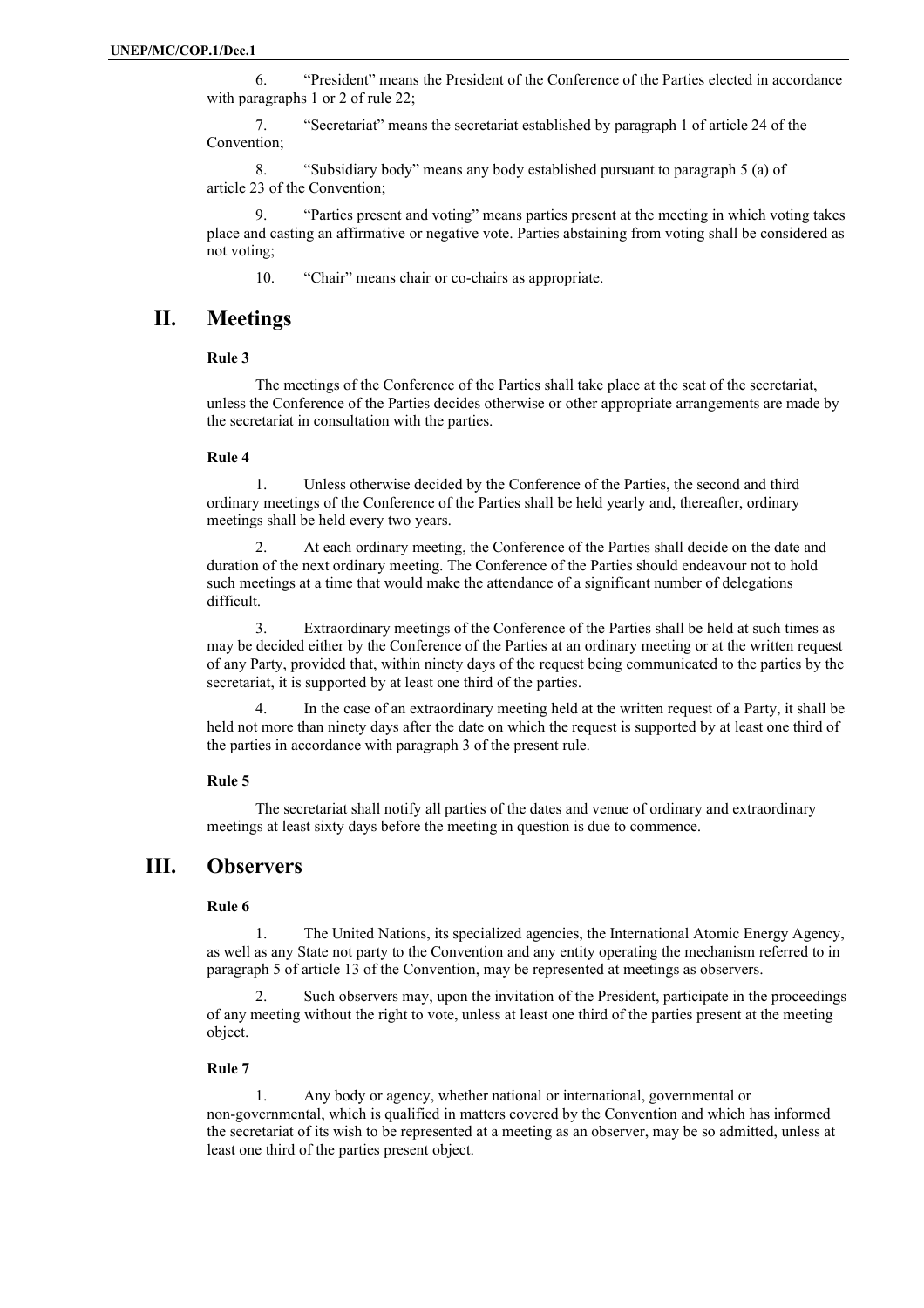6. "President" means the President of the Conference of the Parties elected in accordance with paragraphs 1 or 2 of rule 22;

7. "Secretariat" means the secretariat established by paragraph 1 of article 24 of the Convention;

8. "Subsidiary body" means any body established pursuant to paragraph 5 (a) of article 23 of the Convention;

9. "Parties present and voting" means parties present at the meeting in which voting takes place and casting an affirmative or negative vote. Parties abstaining from voting shall be considered as not voting;

10. "Chair" means chair or co-chairs as appropriate.

# II. Meetings

### Rule 3

The meetings of the Conference of the Parties shall take place at the seat of the secretariat, unless the Conference of the Parties decides otherwise or other appropriate arrangements are made by the secretariat in consultation with the parties.

### Rule 4

1. Unless otherwise decided by the Conference of the Parties, the second and third ordinary meetings of the Conference of the Parties shall be held yearly and, thereafter, ordinary meetings shall be held every two years.

2. At each ordinary meeting, the Conference of the Parties shall decide on the date and duration of the next ordinary meeting. The Conference of the Parties should endeavour not to hold such meetings at a time that would make the attendance of a significant number of delegations difficult.

3. Extraordinary meetings of the Conference of the Parties shall be held at such times as may be decided either by the Conference of the Parties at an ordinary meeting or at the written request of any Party, provided that, within ninety days of the request being communicated to the parties by the secretariat, it is supported by at least one third of the parties.

4. In the case of an extraordinary meeting held at the written request of a Party, it shall be held not more than ninety days after the date on which the request is supported by at least one third of the parties in accordance with paragraph 3 of the present rule.

### Rule 5

The secretariat shall notify all parties of the dates and venue of ordinary and extraordinary meetings at least sixty days before the meeting in question is due to commence.

# III. Observers

### Rule 6

1. The United Nations, its specialized agencies, the International Atomic Energy Agency, as well as any State not party to the Convention and any entity operating the mechanism referred to in paragraph 5 of article 13 of the Convention, may be represented at meetings as observers.

2. Such observers may, upon the invitation of the President, participate in the proceedings of any meeting without the right to vote, unless at least one third of the parties present at the meeting object.

### Rule 7

1. Any body or agency, whether national or international, governmental or non-governmental, which is qualified in matters covered by the Convention and which has informed the secretariat of its wish to be represented at a meeting as an observer, may be so admitted, unless at least one third of the parties present object.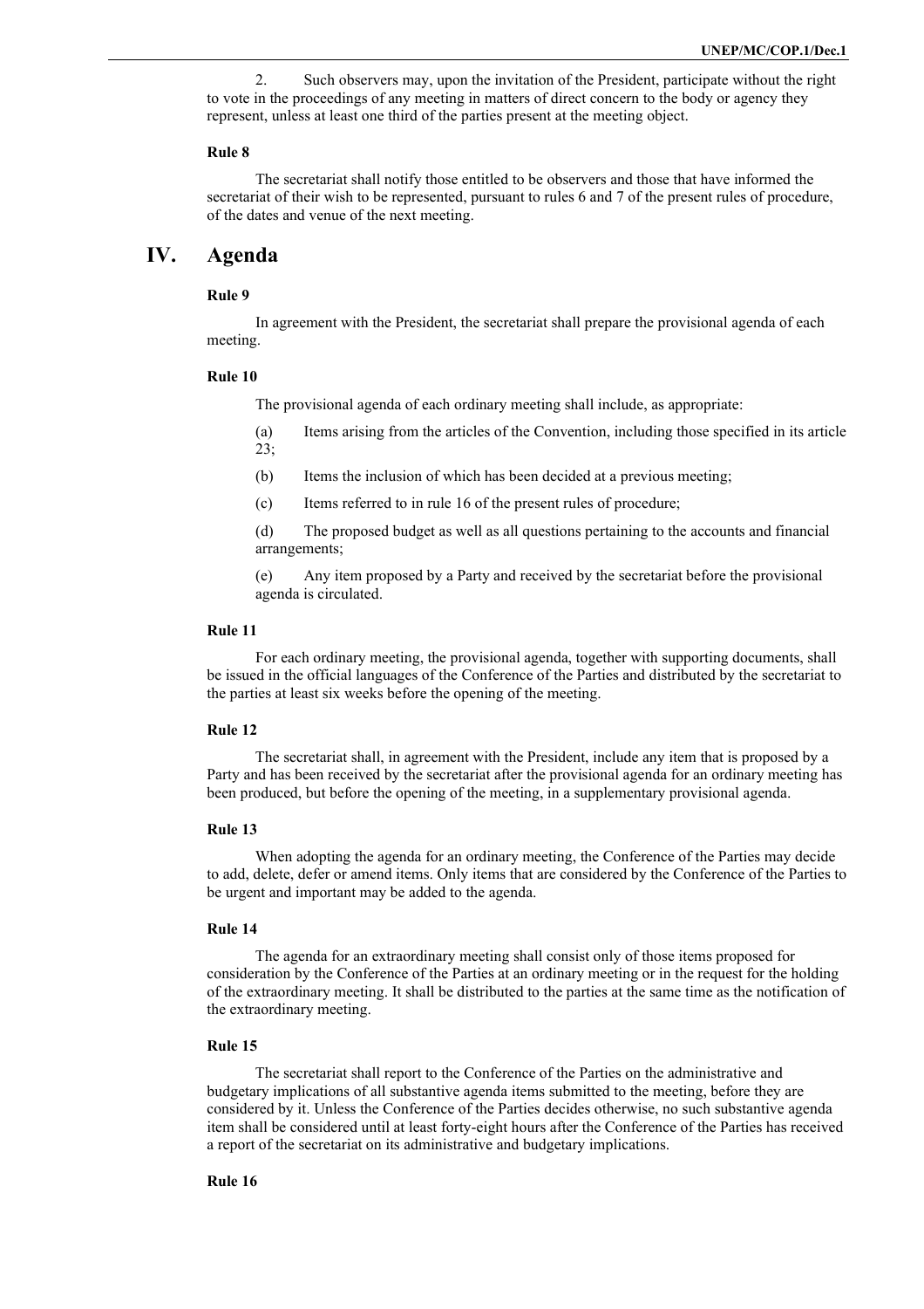2. Such observers may, upon the invitation of the President, participate without the right to vote in the proceedings of any meeting in matters of direct concern to the body or agency they represent, unless at least one third of the parties present at the meeting object.

**Rule 8**

The secretariat shall notify those entitled to be observers and those that have informed the secretariat of their wish to be represented, pursuant to rules 6 and 7 of the present rules of procedure, of the dates and venue of the next meeting.

# IV. Agenda

**Rule 9**

In agreement with the President, the secretariat shall prepare the provisional agenda of each meeting.

**Rule 10**

The provisional agenda of each ordinary meeting shall include, as appropriate:

(a) Items arising from the articles of the Convention, including those specified in its article 23;

(b) Items the inclusion of which has been decided at a previous meeting;

(c) Items referred to in rule 16 of the present rules of procedure;

(d) The proposed budget as well as all questions pertaining to the accounts and financial arrangements;

(e) Any item proposed by a Party and received by the secretariat before the provisional agenda is circulated.

**Rule 11**

For each ordinary meeting, the provisional agenda, together with supporting documents, shall be issued in the official languages of the Conference of the Parties and distributed by the secretariat to the parties at least six weeks before the opening of the meeting.

**Rule 12**

The secretariat shall, in agreement with the President, include any item that is proposed by a Party and has been received by the secretariat after the provisional agenda for an ordinary meeting has been produced, but before the opening of the meeting, in a supplementary provisional agenda.

**Rule 13**

When adopting the agenda for an ordinary meeting, the Conference of the Parties may decide to add, delete, defer or amend items. Only items that are considered by the Conference of the Parties to be urgent and important may be added to the agenda.

**Rule 14**

The agenda for an extraordinary meeting shall consist only of those items proposed for consideration by the Conference of the Parties at an ordinary meeting or in the request for the holding of the extraordinary meeting. It shall be distributed to the parties at the same time as the notification of the extraordinary meeting.

**Rule 15**

The secretariat shall report to the Conference of the Parties on the administrative and budgetary implications of all substantive agenda items submitted to the meeting, before they are considered by it. Unless the Conference of the Parties decides otherwise, no such substantive agenda item shall be considered until at least forty-eight hours after the Conference of the Parties has received a report of the secretariat on its administrative and budgetary implications.

**Rule 16**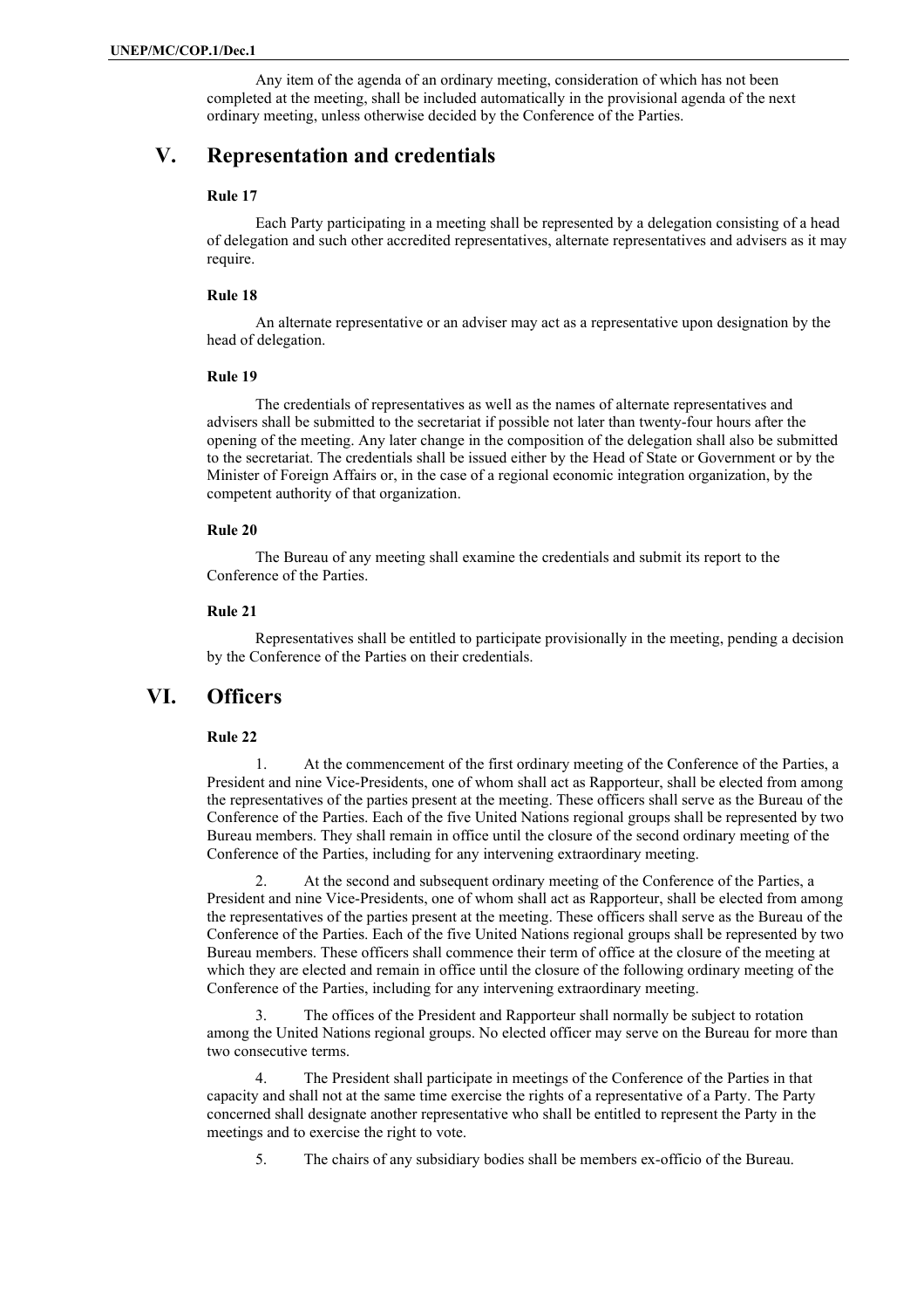Any item of the agenda of an ordinary meeting, consideration of which has not been completed at the meeting, shall be included automatically in the provisional agenda of the next ordinary meeting, unless otherwise decided by the Conference of the Parties.

## V. Representation and credentials

**Rule 17**

Each Party participating in a meeting shall be represented by a delegation consisting of a head of delegation and such other accredited representatives, alternate representatives and advisers as it may require.

**Rule 18**

An alternate representative or an adviser may act as a representative upon designation by the head of delegation.

**Rule 19**

The credentials of representatives as well as the names of alternate representatives and advisers shall be submitted to the secretariat if possible not later than twenty-four hours after the opening of the meeting. Any later change in the composition of the delegation shall also be submitted to the secretariat. The credentials shall be issued either by the Head of State or Government or by the Minister of Foreign Affairs or, in the case of a regional economic integration organization, by the competent authority of that organization.

**Rule 20**

The Bureau of any meeting shall examine the credentials and submit its report to the Conference of the Parties.

**Rule 21**

Representatives shall be entitled to participate provisionally in the meeting, pending a decision by the Conference of the Parties on their credentials.

## VI. Officers

**Rule 22**

1. At the commencement of the first ordinary meeting of the Conference of the Parties, a President and nine Vice-Presidents, one of whom shall act as Rapporteur, shall be elected from among the representatives of the parties present at the meeting. These officers shall serve as the Bureau of the Conference of the Parties. Each of the five United Nations regional groups shall be represented by two Bureau members. They shall remain in office until the closure of the second ordinary meeting of the Conference of the Parties, including for any intervening extraordinary meeting.

2. At the second and subsequent ordinary meeting of the Conference of the Parties, a President and nine Vice-Presidents, one of whom shall act as Rapporteur, shall be elected from among the representatives of the parties present at the meeting. These officers shall serve as the Bureau of the Conference of the Parties. Each of the five United Nations regional groups shall be represented by two Bureau members. These officers shall commence their term of office at the closure of the meeting at which they are elected and remain in office until the closure of the following ordinary meeting of the Conference of the Parties, including for any intervening extraordinary meeting.

3. The offices of the President and Rapporteur shall normally be subject to rotation among the United Nations regional groups. No elected officer may serve on the Bureau for more than two consecutive terms.

4. The President shall participate in meetings of the Conference of the Parties in that capacity and shall not at the same time exercise the rights of a representative of a Party. The Party concerned shall designate another representative who shall be entitled to represent the Party in the meetings and to exercise the right to vote.

5. The chairs of any subsidiary bodies shall be members ex-officio of the Bureau.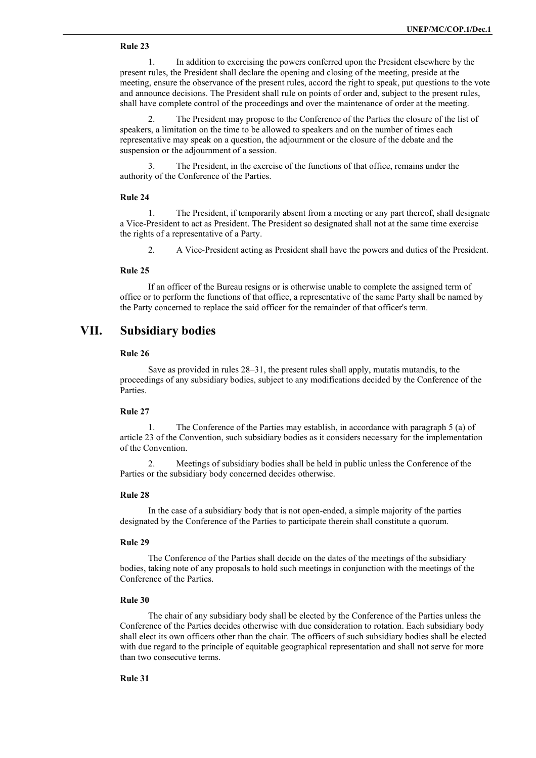**Rule 23**

1. In addition to exercising the powers conferred upon the President elsewhere by the present rules, the President shall declare the opening and closing of the meeting, preside at the meeting, ensure the observance of the present rules, accord the right to speak, put questions to the vote and announce decisions. The President shall rule on points of order and, subject to the present rules, shall have complete control of the proceedings and over the maintenance of order at the meeting.

2. The President may propose to the Conference of the Parties the closure of the list of speakers, a limitation on the time to be allowed to speakers and on the number of times each representative may speak on a question, the adjournment or the closure of the debate and the suspension or the adjournment of a session.

3. The President, in the exercise of the functions of that office, remains under the authority of the Conference of the Parties.

**Rule 24**

1. The President, if temporarily absent from a meeting or any part thereof, shall designate a Vice-President to act as President. The President so designated shall not at the same time exercise the rights of a representative of a Party.

2. A Vice-President acting as President shall have the powers and duties of the President.

**Rule 25**

If an officer of the Bureau resigns or is otherwise unable to complete the assigned term of office or to perform the functions of that office, a representative of the same Party shall be named by the Party concerned to replace the said officer for the remainder of that officer's term.

# VII. Subsidiary bodies

**Rule 26**

Save as provided in rules 28–31, the present rules shall apply, mutatis mutandis, to the proceedings of any subsidiary bodies, subject to any modifications decided by the Conference of the Parties.

**Rule 27**

1. The Conference of the Parties may establish, in accordance with paragraph 5 (a) of article 23 of the Convention, such subsidiary bodies as it considers necessary for the implementation of the Convention.

2. Meetings of subsidiary bodies shall be held in public unless the Conference of the Parties or the subsidiary body concerned decides otherwise.

**Rule 28**

In the case of a subsidiary body that is not open-ended, a simple majority of the parties designated by the Conference of the Parties to participate therein shall constitute a quorum.

**Rule 29**

The Conference of the Parties shall decide on the dates of the meetings of the subsidiary bodies, taking note of any proposals to hold such meetings in conjunction with the meetings of the Conference of the Parties.

**Rule 30**

The chair of any subsidiary body shall be elected by the Conference of the Parties unless the Conference of the Parties decides otherwise with due consideration to rotation. Each subsidiary body shall elect its own officers other than the chair. The officers of such subsidiary bodies shall be elected with due regard to the principle of equitable geographical representation and shall not serve for more than two consecutive terms.

**Rule 31**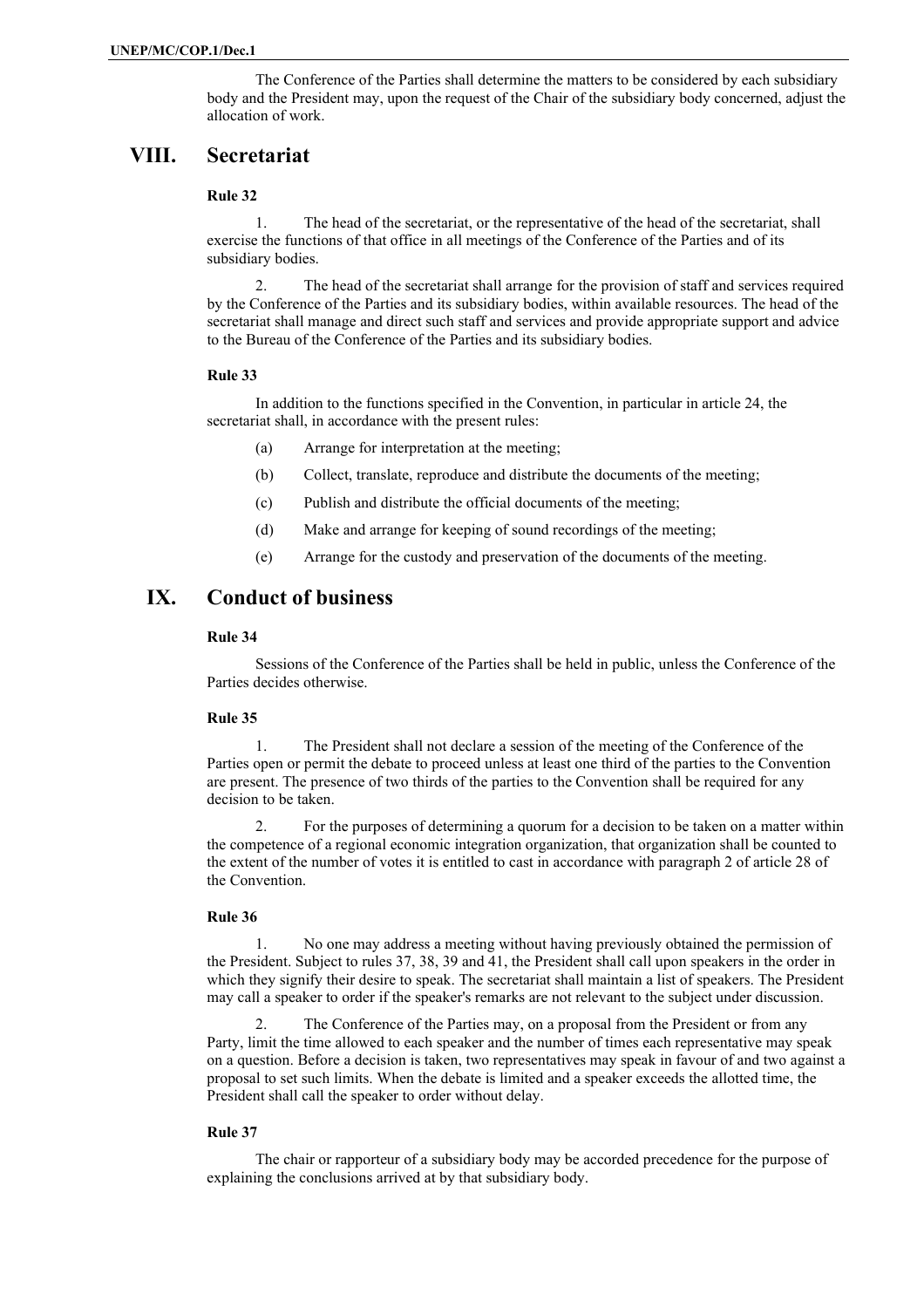The Conference of the Parties shall determine the matters to be considered by each subsidiary body and the President may, upon the request of the Chair of the subsidiary body concerned, adjust the allocation of work.

## VIII. Secretariat

### Rule 32

1. The head of the secretariat, or the representative of the head of the secretariat, shall exercise the functions of that office in all meetings of the Conference of the Parties and of its subsidiary bodies.

2. The head of the secretariat shall arrange for the provision of staff and services required by the Conference of the Parties and its subsidiary bodies, within available resources. The head of the secretariat shall manage and direct such staff and services and provide appropriate support and advice to the Bureau of the Conference of the Parties and its subsidiary bodies.

### Rule 33

In addition to the functions specified in the Convention, in particular in article 24, the secretariat shall, in accordance with the present rules:

(a) Arrange for interpretation at the meeting;

(b) Collect, translate, reproduce and distribute the documents of the meeting;

(c) Publish and distribute the official documents of the meeting;

(d) Make and arrange for keeping of sound recordings of the meeting;

(e) Arrange for the custody and preservation of the documents of the meeting.

## IX. Conduct of business

### Rule 34

Sessions of the Conference of the Parties shall be held in public, unless the Conference of the Parties decides otherwise.

### Rule 35

1. The President shall not declare a session of the meeting of the Conference of the Parties open or permit the debate to proceed unless at least one third of the parties to the Convention are present. The presence of two thirds of the parties to the Convention shall be required for any decision to be taken.

2. For the purposes of determining a quorum for a decision to be taken on a matter within the competence of a regional economic integration organization, that organization shall be counted to the extent of the number of votes it is entitled to cast in accordance with paragraph 2 of article 28 of the Convention.

### Rule 36

1. No one may address a meeting without having previously obtained the permission of the President. Subject to rules 37, 38, 39 and 41, the President shall call upon speakers in the order in which they signify their desire to speak. The secretariat shall maintain a list of speakers. The President may call a speaker to order if the speaker's remarks are not relevant to the subject under discussion.

2. The Conference of the Parties may, on a proposal from the President or from any Party, limit the time allowed to each speaker and the number of times each representative may speak on a question. Before a decision is taken, two representatives may speak in favour of and two against a proposal to set such limits. When the debate is limited and a speaker exceeds the allotted time, the President shall call the speaker to order without delay.

### Rule 37

The chair or rapporteur of a subsidiary body may be accorded precedence for the purpose of explaining the conclusions arrived at by that subsidiary body.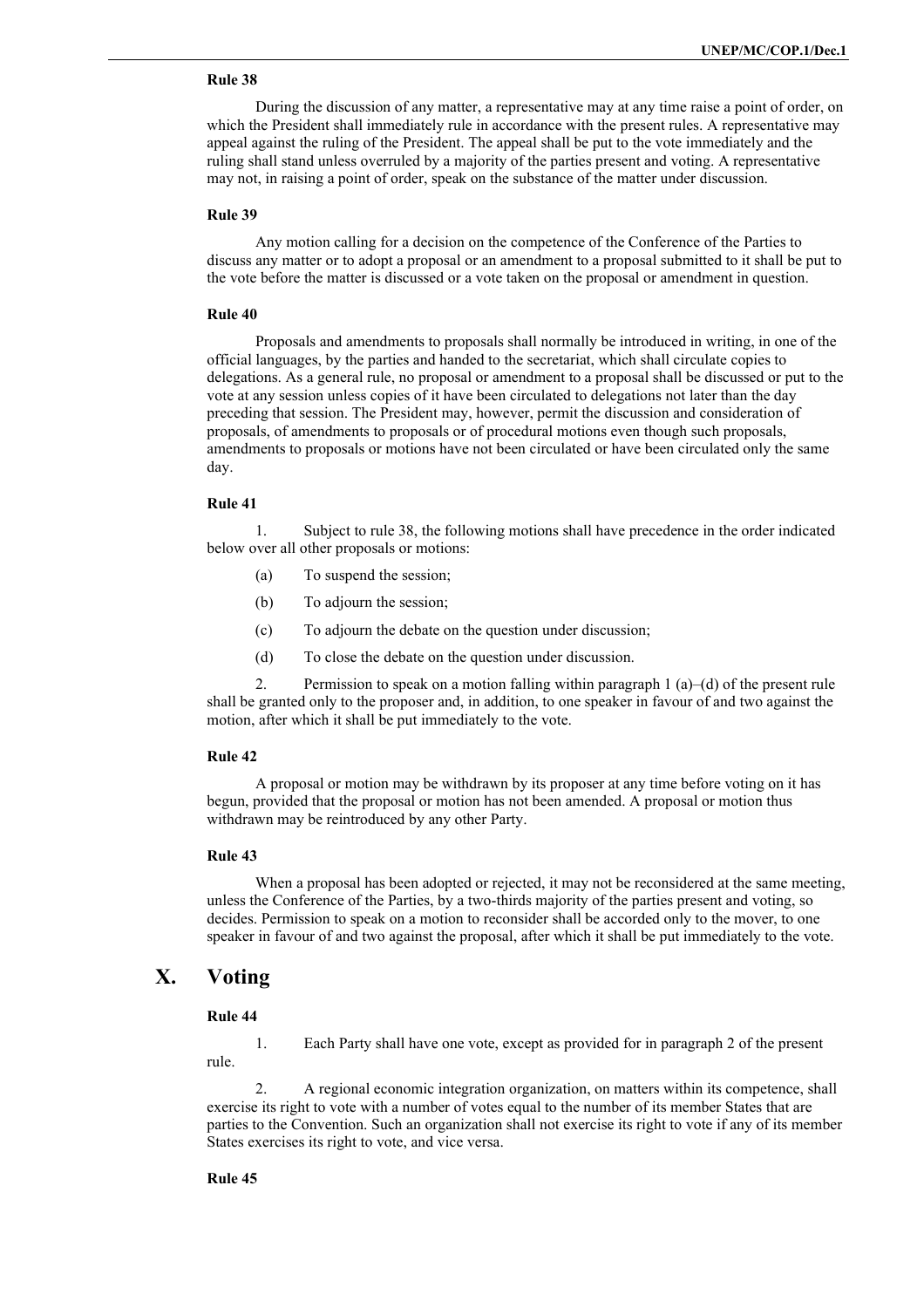**Rule 38**

During the discussion of any matter, a representative may at any time raise a point of order, on which the President shall immediately rule in accordance with the present rules. A representative may appeal against the ruling of the President. The appeal shall be put to the vote immediately and the ruling shall stand unless overruled by a majority of the parties present and voting. A representative may not, in raising a point of order, speak on the substance of the matter under discussion.

**Rule 39**

Any motion calling for a decision on the competence of the Conference of the Parties to discuss any matter or to adopt a proposal or an amendment to a proposal submitted to it shall be put to the vote before the matter is discussed or a vote taken on the proposal or amendment in question.

**Rule 40**

Proposals and amendments to proposals shall normally be introduced in writing, in one of the official languages, by the parties and handed to the secretariat, which shall circulate copies to delegations. As a general rule, no proposal or amendment to a proposal shall be discussed or put to the vote at any session unless copies of it have been circulated to delegations not later than the day preceding that session. The President may, however, permit the discussion and consideration of proposals, of amendments to proposals or of procedural motions even though such proposals, amendments to proposals or motions have not been circulated or have been circulated only the same day.

**Rule 41**

1. Subject to rule 38, the following motions shall have precedence in the order indicated below over all other proposals or motions:

(a) To suspend the session;

(b) To adjourn the session;

(c) To adjourn the debate on the question under discussion;

(d) To close the debate on the question under discussion.

2. Permission to speak on a motion falling within paragraph 1 (a)–(d) of the present rule shall be granted only to the proposer and, in addition, to one speaker in favour of and two against the motion, after which it shall be put immediately to the vote.

**Rule 42**

A proposal or motion may be withdrawn by its proposer at any time before voting on it has begun, provided that the proposal or motion has not been amended. A proposal or motion thus withdrawn may be reintroduced by any other Party.

**Rule 43**

When a proposal has been adopted or rejected, it may not be reconsidered at the same meeting, unless the Conference of the Parties, by a two-thirds majority of the parties present and voting, so decides. Permission to speak on a motion to reconsider shall be accorded only to the mover, to one speaker in favour of and two against the proposal, after which it shall be put immediately to the vote.

# X. Voting

**Rule 44**

1. Each Party shall have one vote, except as provided for in paragraph 2 of the present rule.

2. A regional economic integration organization, on matters within its competence, shall exercise its right to vote with a number of votes equal to the number of its member States that are parties to the Convention. Such an organization shall not exercise its right to vote if any of its member States exercises its right to vote, and vice versa.

**Rule 45**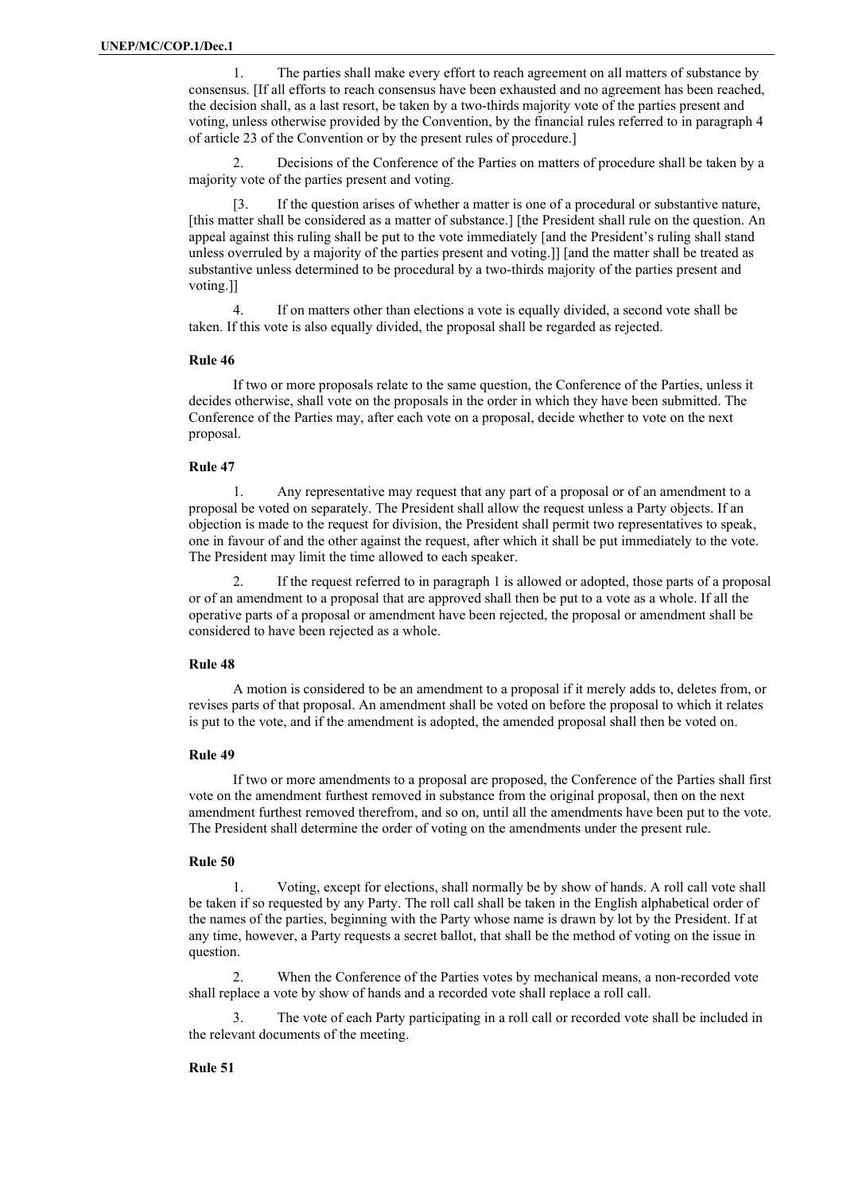1. The parties shall make every effort to reach agreement on all matters of substance by consensus. [If all efforts to reach consensus have been exhausted and no agreement has been reached, the decision shall, as a last resort, be taken by a two-thirds majority vote of the parties present and voting, unless otherwise provided by the Convention, by the financial rules referred to in paragraph 4 of article 23 of the Convention or by the present rules of procedure.]

2. Decisions of the Conference of the Parties on matters of procedure shall be taken by a majority vote of the parties present and voting.

[3. If the question arises of whether a matter is one of a procedural or substantive nature, [this matter shall be considered as a matter of substance.] [the President shall rule on the question. An appeal against this ruling shall be put to the vote immediately [and the President's ruling shall stand unless overruled by a majority of the parties present and voting.]] [and the matter shall be treated as substantive unless determined to be procedural by a two-thirds majority of the parties present and voting.]]

4. If on matters other than elections a vote is equally divided, a second vote shall be taken. If this vote is also equally divided, the proposal shall be regarded as rejected.

#### Rule 46

If two or more proposals relate to the same question, the Conference of the Parties, unless it decides otherwise, shall vote on the proposals in the order in which they have been submitted. The Conference of the Parties may, after each vote on a proposal, decide whether to vote on the next proposal.

#### Rule 47

1. Any representative may request that any part of a proposal or of an amendment to a proposal be voted on separately. The President shall allow the request unless a Party objects. If an objection is made to the request for division, the President shall permit two representatives to speak, one in favour of and the other against the request, after which it shall be put immediately to the vote. The President may limit the time allowed to each speaker.

2. If the request referred to in paragraph 1 is allowed or adopted, those parts of a proposal or of an amendment to a proposal that are approved shall then be put to a vote as a whole. If all the operative parts of a proposal or amendment have been rejected, the proposal or amendment shall be considered to have been rejected as a whole.

#### Rule 48

A motion is considered to be an amendment to a proposal if it merely adds to, deletes from, or revises parts of that proposal. An amendment shall be voted on before the proposal to which it relates is put to the vote, and if the amendment is adopted, the amended proposal shall then be voted on.

#### Rule 49

If two or more amendments to a proposal are proposed, the Conference of the Parties shall first vote on the amendment furthest removed in substance from the original proposal, then on the next amendment furthest removed therefrom, and so on, until all the amendments have been put to the vote. The President shall determine the order of voting on the amendments under the present rule.

#### Rule 50

1. Voting, except for elections, shall normally be by show of hands. A roll call vote shall be taken if so requested by any Party. The roll call shall be taken in the English alphabetical order of the names of the parties, beginning with the Party whose name is drawn by lot by the President. If at any time, however, a Party requests a secret ballot, that shall be the method of voting on the issue in question.

2. When the Conference of the Parties votes by mechanical means, a non-recorded vote shall replace a vote by show of hands and a recorded vote shall replace a roll call.

3. The vote of each Party participating in a roll call or recorded vote shall be included in the relevant documents of the meeting.

#### Rule 51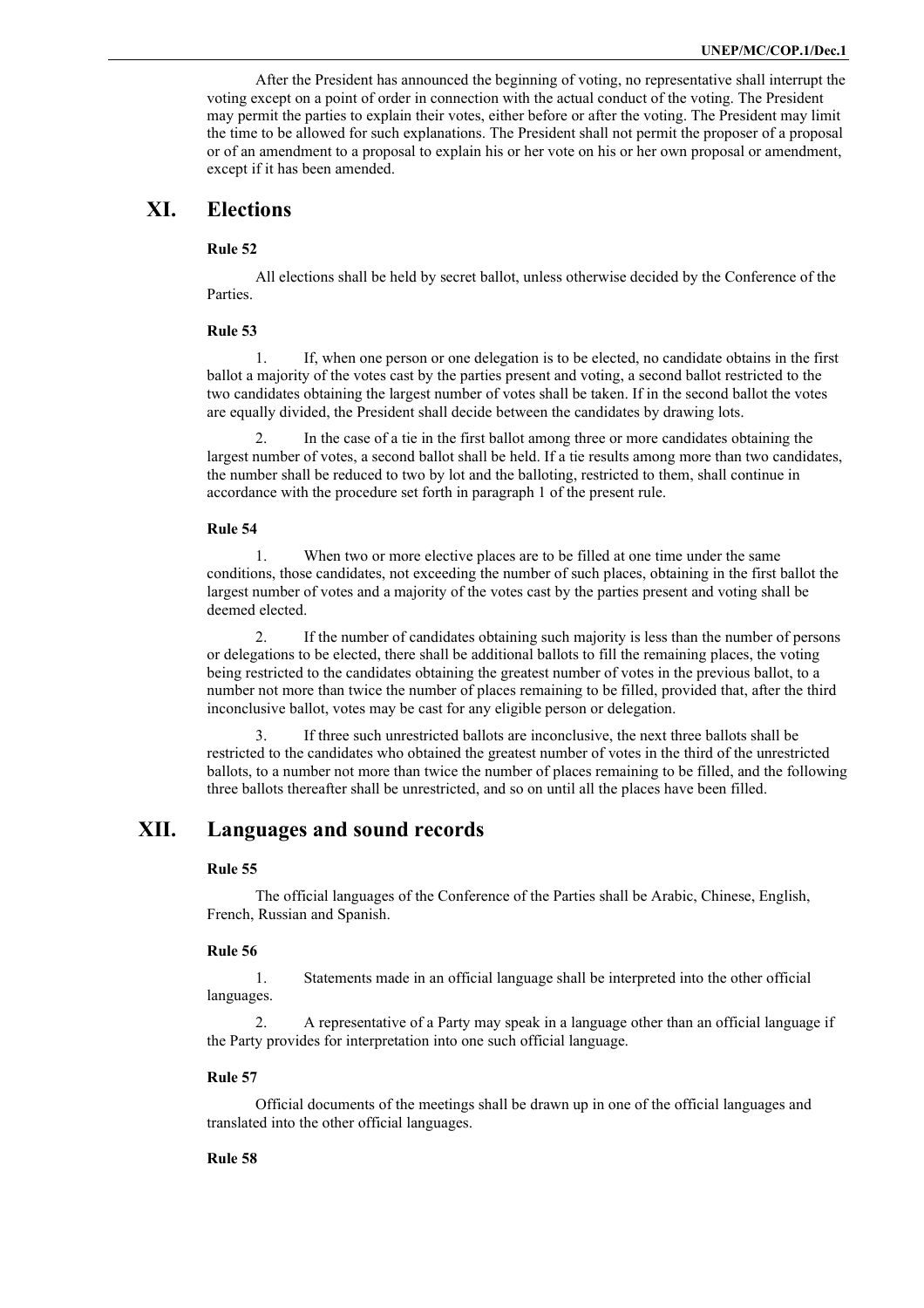After the President has announced the beginning of voting, no representative shall interrupt the voting except on a point of order in connection with the actual conduct of the voting. The President may permit the parties to explain their votes, either before or after the voting. The President may limit the time to be allowed for such explanations. The President shall not permit the proposer of a proposal or of an amendment to a proposal to explain his or her vote on his or her own proposal or amendment, except if it has been amended.

# XI. Elections

**Rule 52**

All elections shall be held by secret ballot, unless otherwise decided by the Conference of the Parties.

**Rule 53**

1. If, when one person or one delegation is to be elected, no candidate obtains in the first ballot a majority of the votes cast by the parties present and voting, a second ballot restricted to the two candidates obtaining the largest number of votes shall be taken. If in the second ballot the votes are equally divided, the President shall decide between the candidates by drawing lots.

2. In the case of a tie in the first ballot among three or more candidates obtaining the largest number of votes, a second ballot shall be held. If a tie results among more than two candidates, the number shall be reduced to two by lot and the balloting, restricted to them, shall continue in accordance with the procedure set forth in paragraph 1 of the present rule.

**Rule 54**

1. When two or more elective places are to be filled at one time under the same conditions, those candidates, not exceeding the number of such places, obtaining in the first ballot the largest number of votes and a majority of the votes cast by the parties present and voting shall be deemed elected.

2. If the number of candidates obtaining such majority is less than the number of persons or delegations to be elected, there shall be additional ballots to fill the remaining places, the voting being restricted to the candidates obtaining the greatest number of votes in the previous ballot, to a number not more than twice the number of places remaining to be filled, provided that, after the third inconclusive ballot, votes may be cast for any eligible person or delegation.

3. If three such unrestricted ballots are inconclusive, the next three ballots shall be restricted to the candidates who obtained the greatest number of votes in the third of the unrestricted ballots, to a number not more than twice the number of places remaining to be filled, and the following three ballots thereafter shall be unrestricted, and so on until all the places have been filled.

# XII. Languages and sound records

**Rule 55**

The official languages of the Conference of the Parties shall be Arabic, Chinese, English, French, Russian and Spanish.

**Rule 56**

1. Statements made in an official language shall be interpreted into the other official languages.

2. A representative of a Party may speak in a language other than an official language if the Party provides for interpretation into one such official language.

**Rule 57**

Official documents of the meetings shall be drawn up in one of the official languages and translated into the other official languages.

**Rule 58**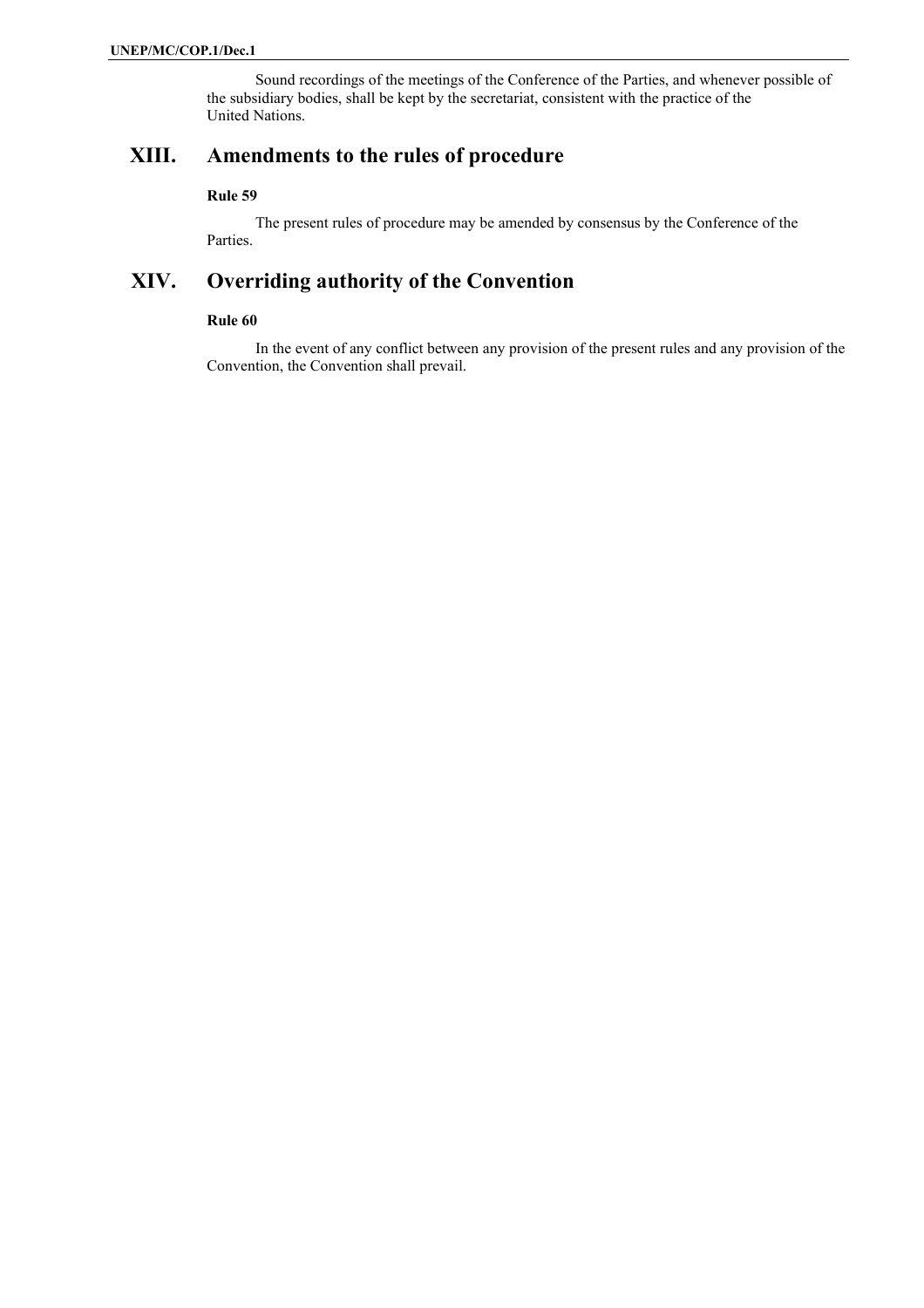Sound recordings of the meetings of the Conference of the Parties, and whenever possible of the subsidiary bodies, shall be kept by the secretariat, consistent with the practice of the United Nations.

## XIII. Amendments to the rules of procedure

**Rule 59**

The present rules of procedure may be amended by consensus by the Conference of the Parties.

## XIV. Overriding authority of the Convention

**Rule 60**

In the event of any conflict between any provision of the present rules and any provision of the Convention, the Convention shall prevail.